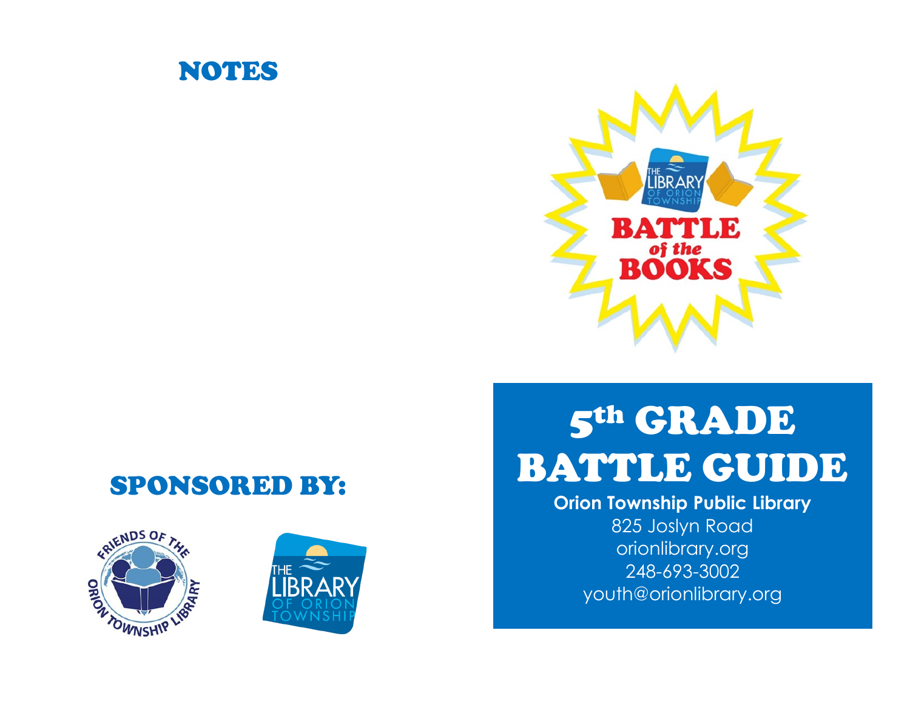## NOTES

## SPONSORED BY:

# 5th GRADE BATTLE GUIDE

**Orion Township Public Library**
825 Joslyn Road
orionlibrary.org
248-693-3002
youth@orionlibrary.org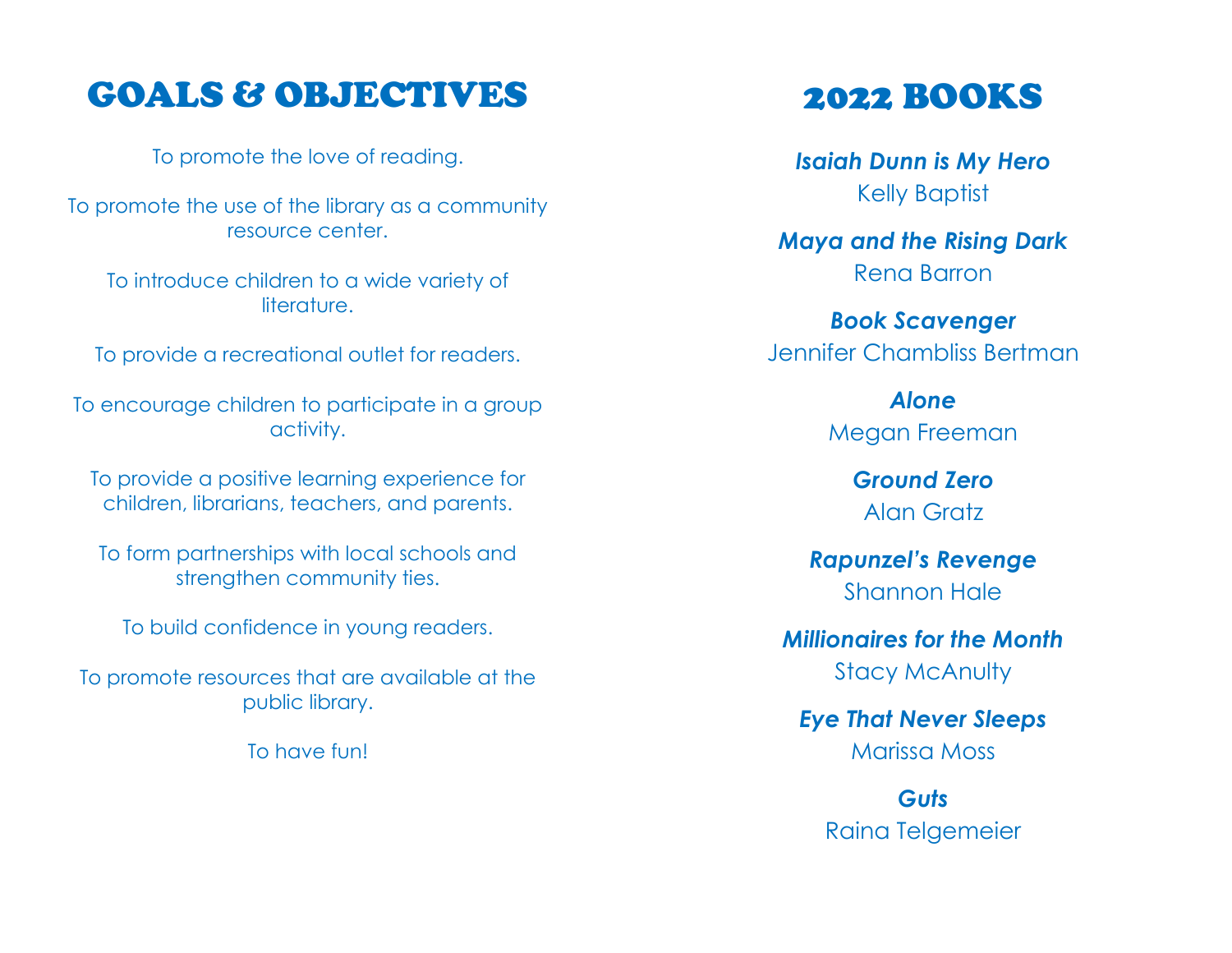# GOALS & OBJECTIVES

To promote the love of reading.

To promote the use of the library as a community resource center.

To introduce children to a wide variety of literature.

To provide a recreational outlet for readers.

To encourage children to participate in a group activity.

To provide a positive learning experience for children, librarians, teachers, and parents.

To form partnerships with local schools and strengthen community ties.

To build confidence in young readers.

To promote resources that are available at the public library.

To have fun!

# 2022 BOOKS

***Isaiah Dunn is My Hero***
Kelly Baptist

***Maya and the Rising Dark***
Rena Barron

***Book Scavenger***
Jennifer Chambliss Bertman

***Alone***
Megan Freeman

***Ground Zero***
Alan Gratz

***Rapunzel's Revenge***
Shannon Hale

***Millionaires for the Month***
Stacy McAnulty

***Eye That Never Sleeps***
Marissa Moss

***Guts***
Raina Telgemeier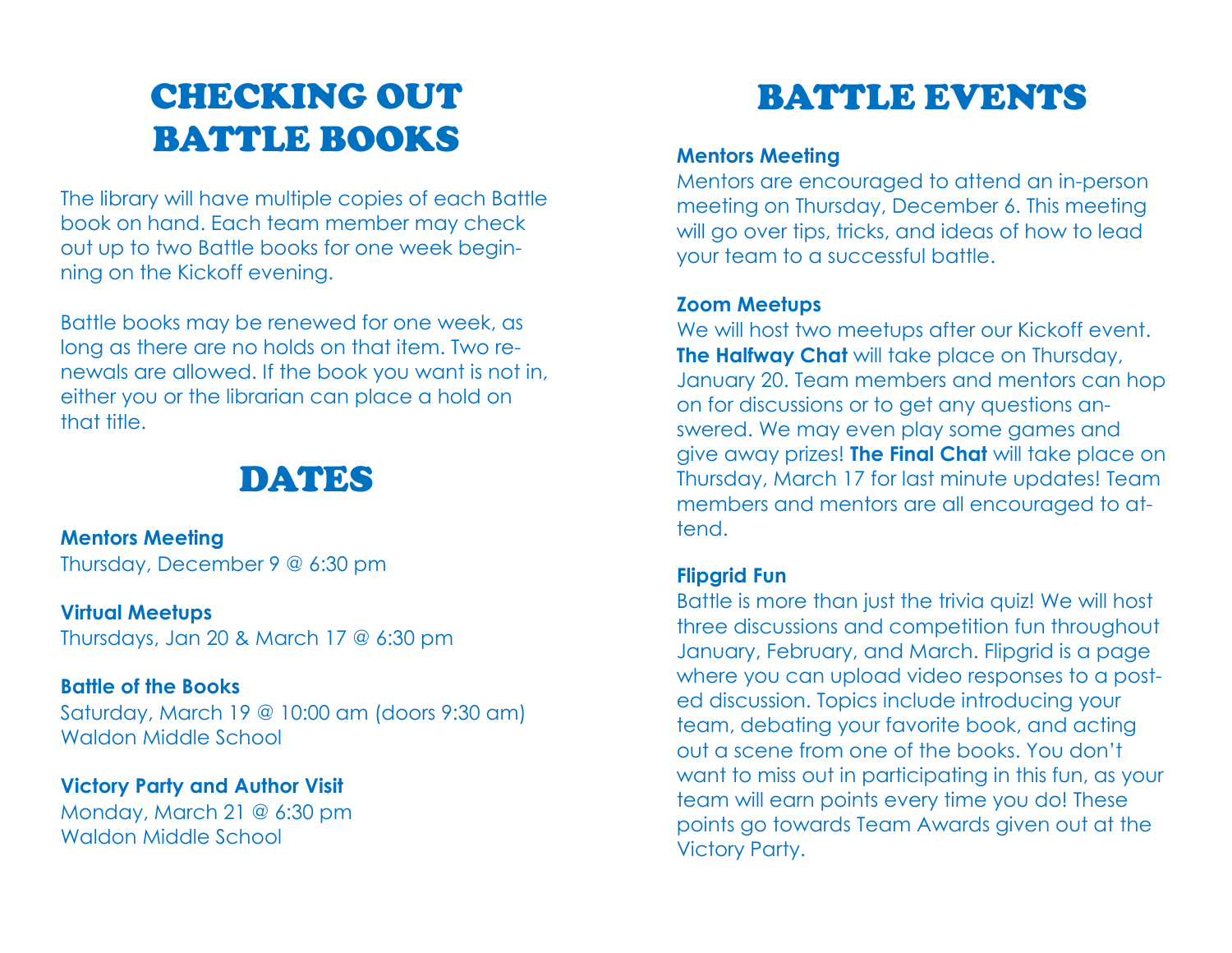# CHECKING OUT BATTLE BOOKS

The library will have multiple copies of each Battle book on hand. Each team member may check out up to two Battle books for one week beginning on the Kickoff evening.

Battle books may be renewed for one week, as long as there are no holds on that item. Two renewals are allowed. If the book you want is not in, either you or the librarian can place a hold on that title.

# DATES

**Mentors Meeting**
Thursday, December 9 @ 6:30 pm

**Virtual Meetups**
Thursdays, Jan 20 & March 17 @ 6:30 pm

**Battle of the Books**
Saturday, March 19 @ 10:00 am (doors 9:30 am)
Waldon Middle School

**Victory Party and Author Visit**
Monday, March 21 @ 6:30 pm
Waldon Middle School

# BATTLE EVENTS

**Mentors Meeting**
Mentors are encouraged to attend an in-person meeting on Thursday, December 6. This meeting will go over tips, tricks, and ideas of how to lead your team to a successful battle.

**Zoom Meetups**
We will host two meetups after our Kickoff event. **The Halfway Chat** will take place on Thursday, January 20. Team members and mentors can hop on for discussions or to get any questions answered. We may even play some games and give away prizes! **The Final Chat** will take place on Thursday, March 17 for last minute updates! Team members and mentors are all encouraged to attend.

**Flipgrid Fun**
Battle is more than just the trivia quiz! We will host three discussions and competition fun throughout January, February, and March. Flipgrid is a page where you can upload video responses to a posted discussion. Topics include introducing your team, debating your favorite book, and acting out a scene from one of the books. You don't want to miss out in participating in this fun, as your team will earn points every time you do! These points go towards Team Awards given out at the Victory Party.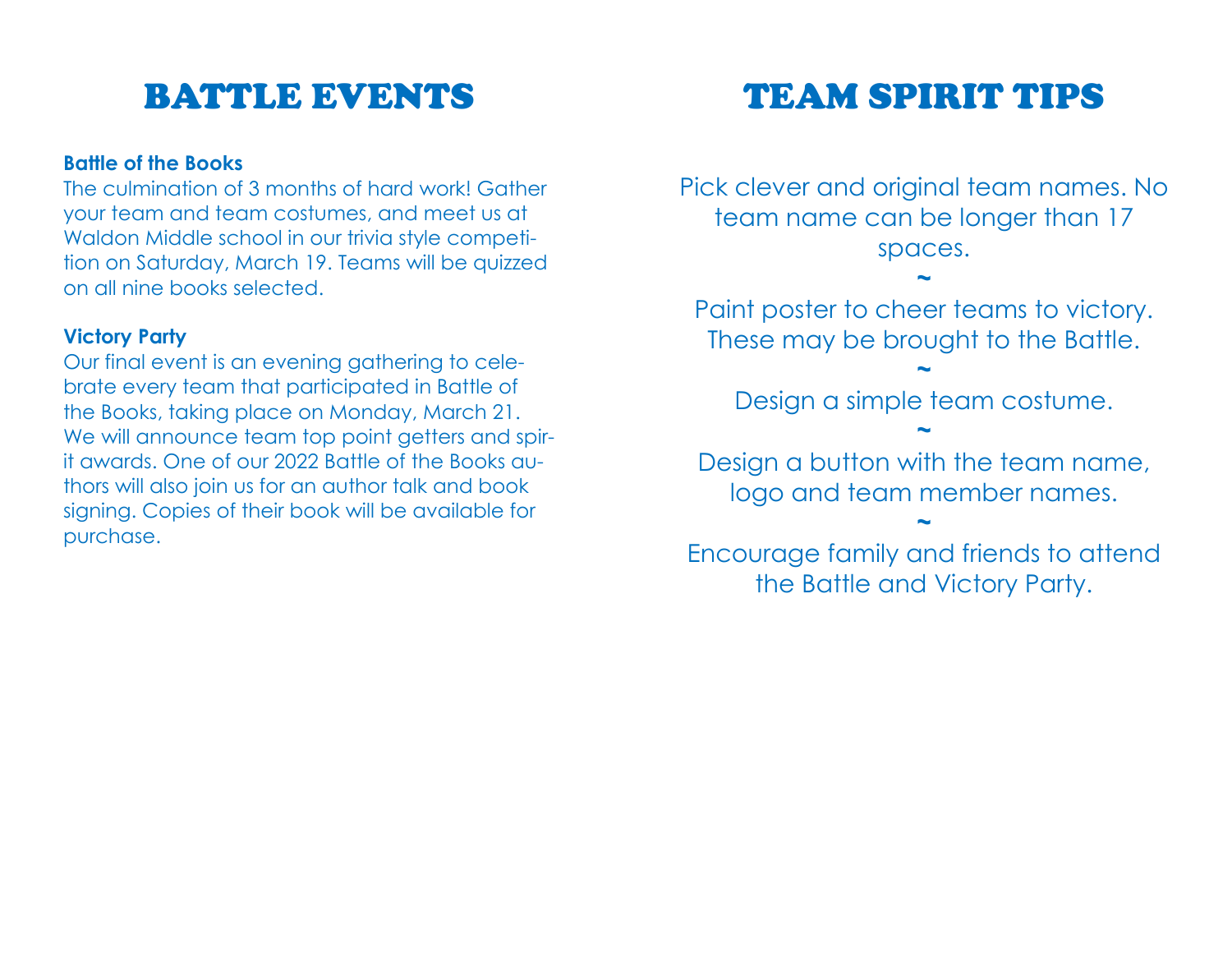# BATTLE EVENTS

**Battle of the Books**

The culmination of 3 months of hard work! Gather your team and team costumes, and meet us at Waldon Middle school in our trivia style competition on Saturday, March 19. Teams will be quizzed on all nine books selected.

**Victory Party**

Our final event is an evening gathering to celebrate every team that participated in Battle of the Books, taking place on Monday, March 21. We will announce team top point getters and spirit awards. One of our 2022 Battle of the Books authors will also join us for an author talk and book signing. Copies of their book will be available for purchase.

# TEAM SPIRIT TIPS

Pick clever and original team names. No team name can be longer than 17 spaces.

~

Paint poster to cheer teams to victory. These may be brought to the Battle.

~

Design a simple team costume.

~

Design a button with the team name, logo and team member names.

~

Encourage family and friends to attend the Battle and Victory Party.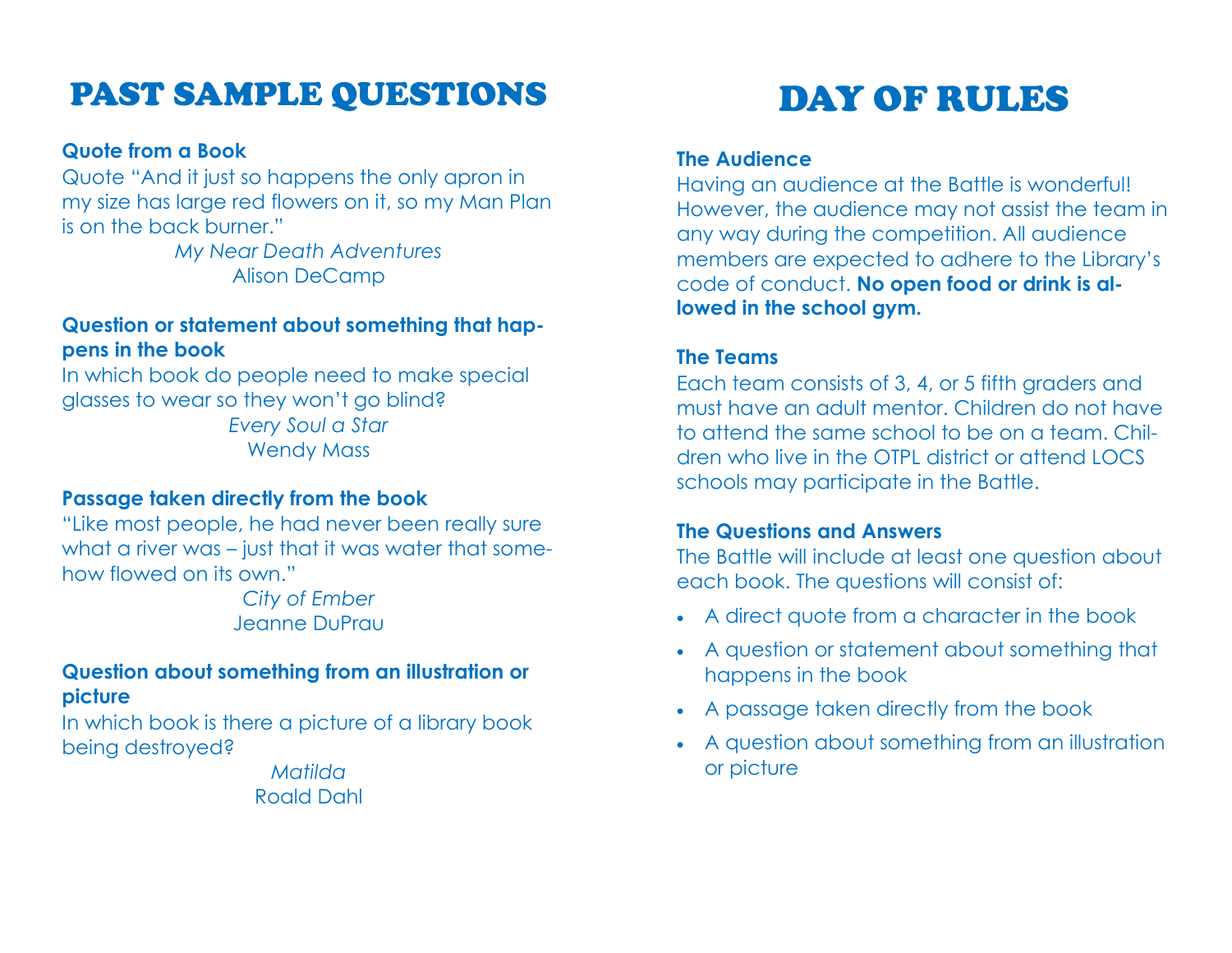# PAST SAMPLE QUESTIONS

**Quote from a Book**

Quote "And it just so happens the only apron in my size has large red flowers on it, so my Man Plan is on the back burner."

*My Near Death Adventures*
Alison DeCamp

**Question or statement about something that happens in the book**

In which book do people need to make special glasses to wear so they won't go blind?

*Every Soul a Star*
Wendy Mass

**Passage taken directly from the book**

"Like most people, he had never been really sure what a river was – just that it was water that somehow flowed on its own."

*City of Ember*
Jeanne DuPrau

**Question about something from an illustration or picture**

In which book is there a picture of a library book being destroyed?

*Matilda*
Roald Dahl

# DAY OF RULES

**The Audience**

Having an audience at the Battle is wonderful! However, the audience may not assist the team in any way during the competition. All audience members are expected to adhere to the Library's code of conduct. **No open food or drink is allowed in the school gym.**

**The Teams**

Each team consists of 3, 4, or 5 fifth graders and must have an adult mentor. Children do not have to attend the same school to be on a team. Children who live in the OTPL district or attend LOCS schools may participate in the Battle.

**The Questions and Answers**

The Battle will include at least one question about each book. The questions will consist of:

- A direct quote from a character in the book
- A question or statement about something that happens in the book
- A passage taken directly from the book
- A question about something from an illustration or picture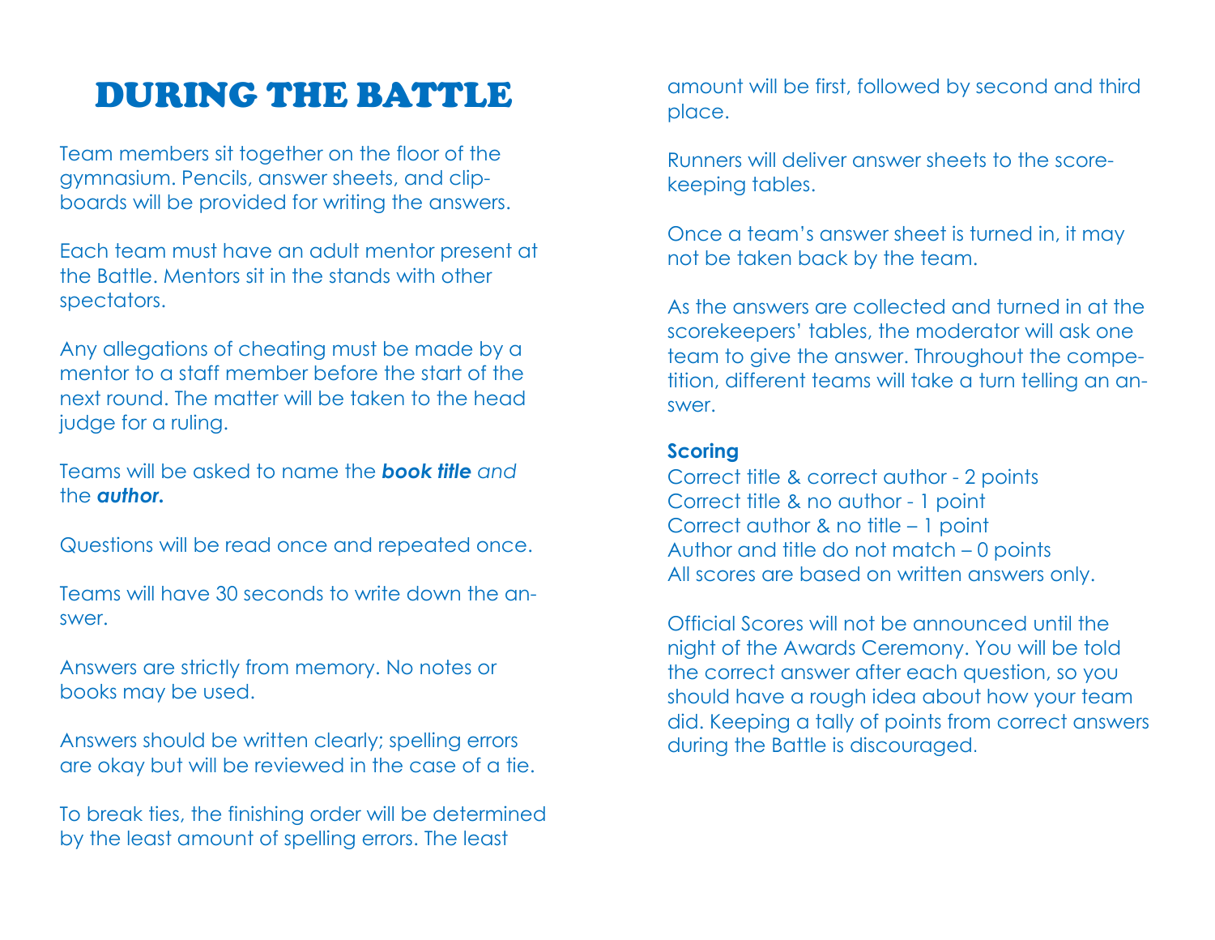# DURING THE BATTLE

Team members sit together on the floor of the gymnasium. Pencils, answer sheets, and clipboards will be provided for writing the answers.

Each team must have an adult mentor present at the Battle. Mentors sit in the stands with other spectators.

Any allegations of cheating must be made by a mentor to a staff member before the start of the next round. The matter will be taken to the head judge for a ruling.

Teams will be asked to name the ***book title*** *and* the ***author.***

Questions will be read once and repeated once.

Teams will have 30 seconds to write down the answer.

Answers are strictly from memory. No notes or books may be used.

Answers should be written clearly; spelling errors are okay but will be reviewed in the case of a tie.

To break ties, the finishing order will be determined by the least amount of spelling errors. The least amount will be first, followed by second and third place.

Runners will deliver answer sheets to the scorekeeping tables.

Once a team's answer sheet is turned in, it may not be taken back by the team.

As the answers are collected and turned in at the scorekeepers' tables, the moderator will ask one team to give the answer. Throughout the competition, different teams will take a turn telling an answer.

**Scoring**

Correct title & correct author - 2 points
Correct title & no author - 1 point
Correct author & no title – 1 point
Author and title do not match – 0 points
All scores are based on written answers only.

Official Scores will not be announced until the night of the Awards Ceremony. You will be told the correct answer after each question, so you should have a rough idea about how your team did. Keeping a tally of points from correct answers during the Battle is discouraged.